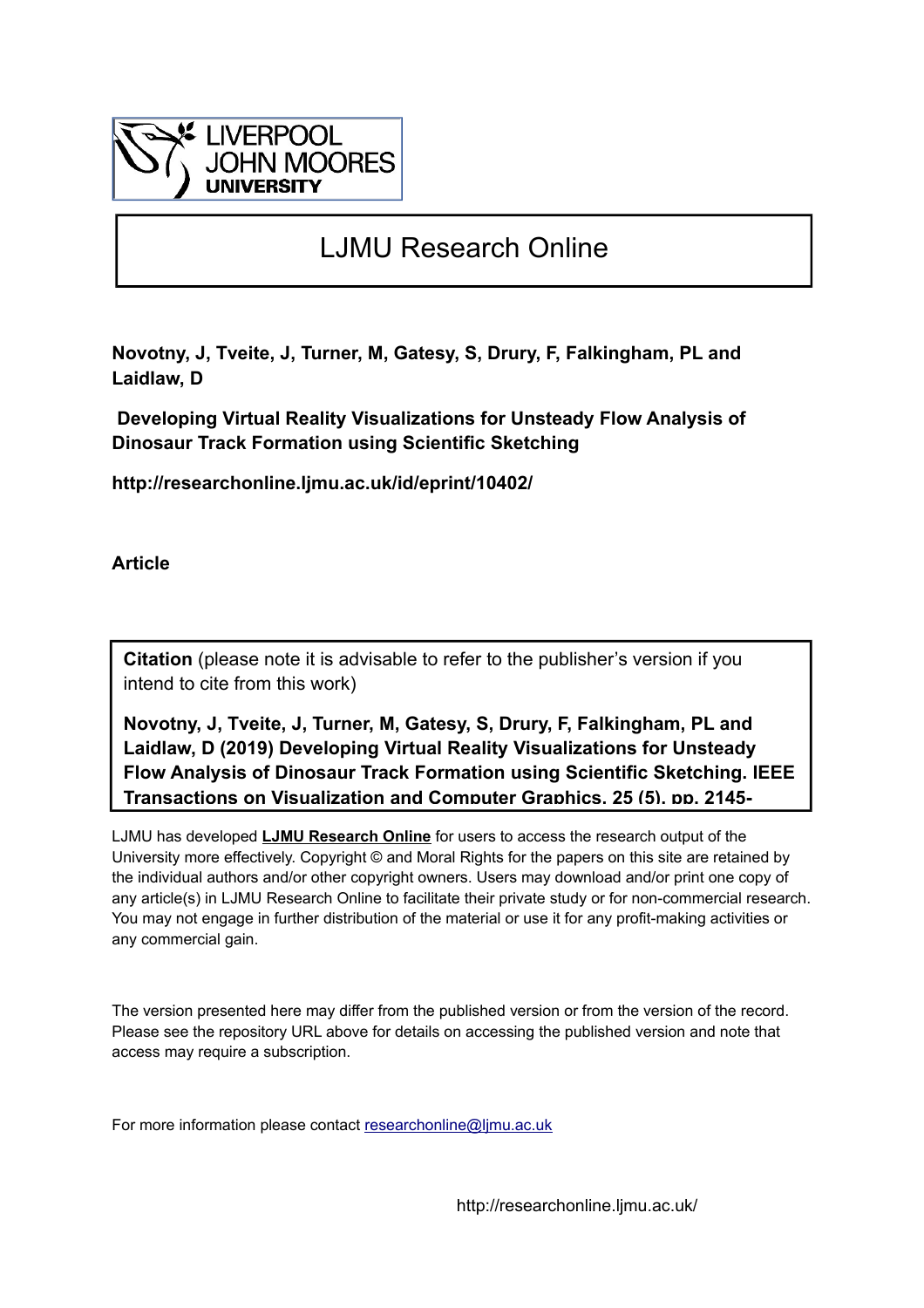LIVERPOOL JOHN MOORES UNIVERSITY

# LJMU Research Online

**Novotny, J, Tveite, J, Turner, M, Gatesy, S, Drury, F, Falkingham, PL and Laidlaw, D**

**Developing Virtual Reality Visualizations for Unsteady Flow Analysis of Dinosaur Track Formation using Scientific Sketching**

**http://researchonline.ljmu.ac.uk/id/eprint/10402/**

**Article**

**Citation** (please note it is advisable to refer to the publisher's version if you intend to cite from this work)

**Novotny, J, Tveite, J, Turner, M, Gatesy, S, Drury, F, Falkingham, PL and Laidlaw, D (2019) Developing Virtual Reality Visualizations for Unsteady Flow Analysis of Dinosaur Track Formation using Scientific Sketching. IEEE Transactions on Visualization and Computer Graphics, 25 (5). pp. 2145-**

LJMU has developed **LJMU Research Online** for users to access the research output of the University more effectively. Copyright © and Moral Rights for the papers on this site are retained by the individual authors and/or other copyright owners. Users may download and/or print one copy of any article(s) in LJMU Research Online to facilitate their private study or for non-commercial research. You may not engage in further distribution of the material or use it for any profit-making activities or any commercial gain.

The version presented here may differ from the published version or from the version of the record. Please see the repository URL above for details on accessing the published version and note that access may require a subscription.

For more information please contact researchonline@ljmu.ac.uk

http://researchonline.ljmu.ac.uk/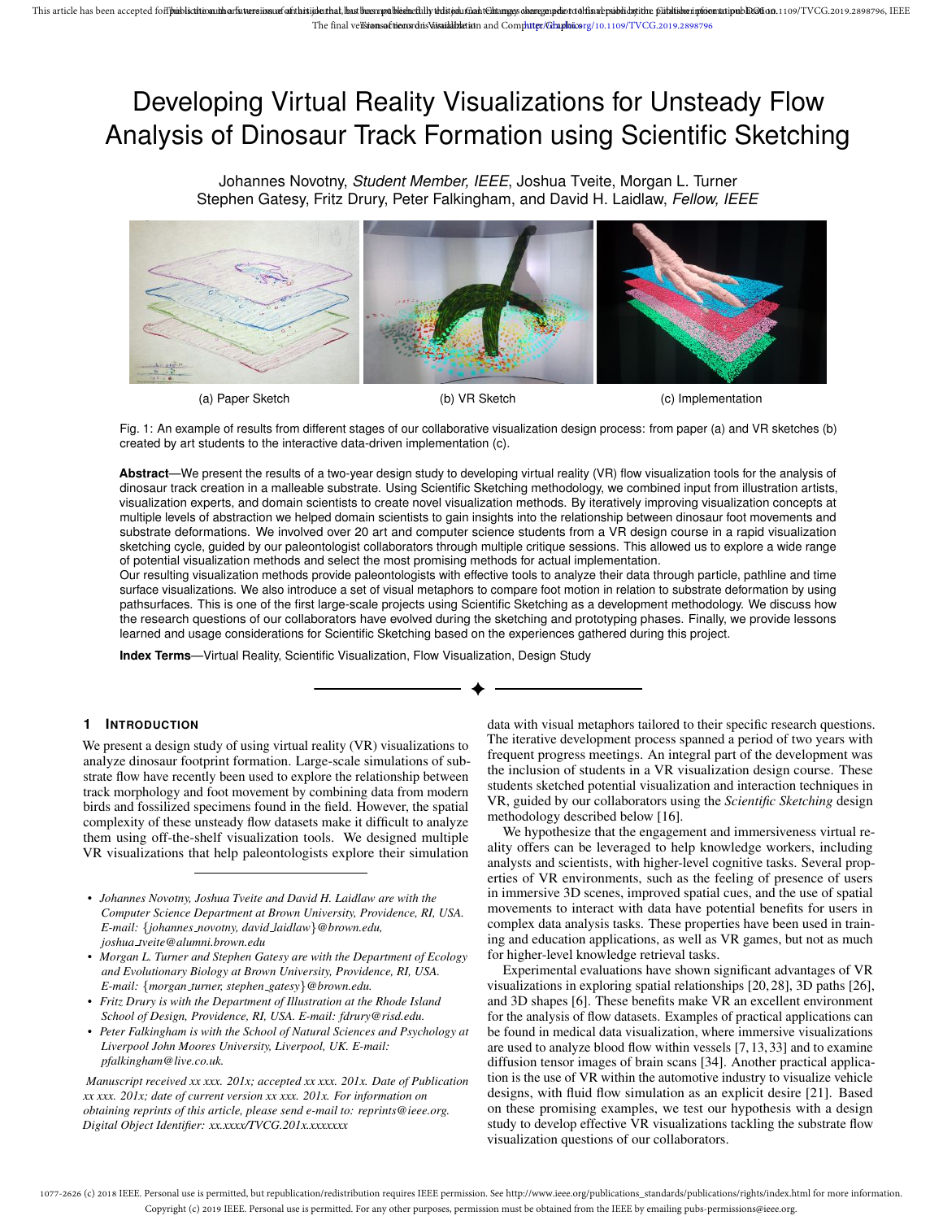# Developing Virtual Reality Visualizations for Unsteady Flow Analysis of Dinosaur Track Formation using Scientific Sketching

Johannes Novotny, *Student Member, IEEE*, Joshua Tveite, Morgan L. Turner
Stephen Gatesy, Fritz Drury, Peter Falkingham, and David H. Laidlaw, *Fellow, IEEE*

(a) Paper Sketch (b) VR Sketch (c) Implementation

Fig. 1: An example of results from different stages of our collaborative visualization design process: from paper (a) and VR sketches (b) created by art students to the interactive data-driven implementation (c).

**Abstract**—We present the results of a two-year design study to developing virtual reality (VR) flow visualization tools for the analysis of dinosaur track creation in a malleable substrate. Using Scientific Sketching methodology, we combined input from illustration artists, visualization experts, and domain scientists to create novel visualization methods. By iteratively improving visualization concepts at multiple levels of abstraction we helped domain scientists to gain insights into the relationship between dinosaur foot movements and substrate deformations. We involved over 20 art and computer science students from a VR design course in a rapid visualization sketching cycle, guided by our paleontologist collaborators through multiple critique sessions. This allowed us to explore a wide range of potential visualization methods and select the most promising methods for actual implementation.
Our resulting visualization methods provide paleontologists with effective tools to analyze their data through particle, pathline and time surface visualizations. We also introduce a set of visual metaphors to compare foot motion in relation to substrate deformation by using pathsurfaces. This is one of the first large-scale projects using Scientific Sketching as a development methodology. We discuss how the research questions of our collaborators have evolved during the sketching and prototyping phases. Finally, we provide lessons learned and usage considerations for Scientific Sketching based on the experiences gathered during this project.

**Index Terms**—Virtual Reality, Scientific Visualization, Flow Visualization, Design Study

## 1 Introduction

We present a design study of using virtual reality (VR) visualizations to analyze dinosaur footprint formation. Large-scale simulations of substrate flow have recently been used to explore the relationship between track morphology and foot movement by combining data from modern birds and fossilized specimens found in the field. However, the spatial complexity of these unsteady flow datasets make it difficult to analyze them using off-the-shelf visualization tools. We designed multiple VR visualizations that help paleontologists explore their simulation data with visual metaphors tailored to their specific research questions. The iterative development process spanned a period of two years with frequent progress meetings. An integral part of the development was the inclusion of students in a VR visualization design course. These students sketched potential visualization and interaction techniques in VR, guided by our collaborators using the *Scientific Sketching* design methodology described below [16].

We hypothesize that the engagement and immersiveness virtual reality offers can be leveraged to help knowledge workers, including analysts and scientists, with higher-level cognitive tasks. Several properties of VR environments, such as the feeling of presence of users in immersive 3D scenes, improved spatial cues, and the use of spatial movements to interact with data have potential benefits for users in complex data analysis tasks. These properties have been used in training and education applications, as well as VR games, but not as much for higher-level knowledge retrieval tasks.

Experimental evaluations have shown significant advantages of VR visualizations in exploring spatial relationships [20, 28], 3D paths [26], and 3D shapes [6]. These benefits make VR an excellent environment for the analysis of flow datasets. Examples of practical applications can be found in medical data visualization, where immersive visualizations are used to analyze blood flow within vessels [7, 13, 33] and to examine diffusion tensor images of brain scans [34]. Another practical application is the use of VR within the automotive industry to visualize vehicle designs, with fluid flow simulation as an explicit desire [21]. Based on these promising examples, we test our hypothesis with a design study to develop effective VR visualizations tackling the substrate flow visualization questions of our collaborators.

- *Johannes Novotny, Joshua Tveite and David H. Laidlaw are with the Computer Science Department at Brown University, Providence, RI, USA. E-mail: {johannes_novotny, david_laidlaw}@brown.edu, joshua_tveite@alumni.brown.edu*
- *Morgan L. Turner and Stephen Gatesy are with the Department of Ecology and Evolutionary Biology at Brown University, Providence, RI, USA. E-mail: {morgan_turner, stephen_gatesy}@brown.edu.*
- *Fritz Drury is with the Department of Illustration at the Rhode Island School of Design, Providence, RI, USA. E-mail: fdrury@risd.edu.*
- *Peter Falkingham is with the School of Natural Sciences and Psychology at Liverpool John Moores University, Liverpool, UK. E-mail: pfalkingham@live.co.uk.*

*Manuscript received xx xxx. 201x; accepted xx xxx. 201x. Date of Publication xx xxx. 201x; date of current version xx xxx. 201x. For information on obtaining reprints of this article, please send e-mail to: reprints@ieee.org. Digital Object Identifier: xx.xxxx/TVCG.201x.xxxxxxx*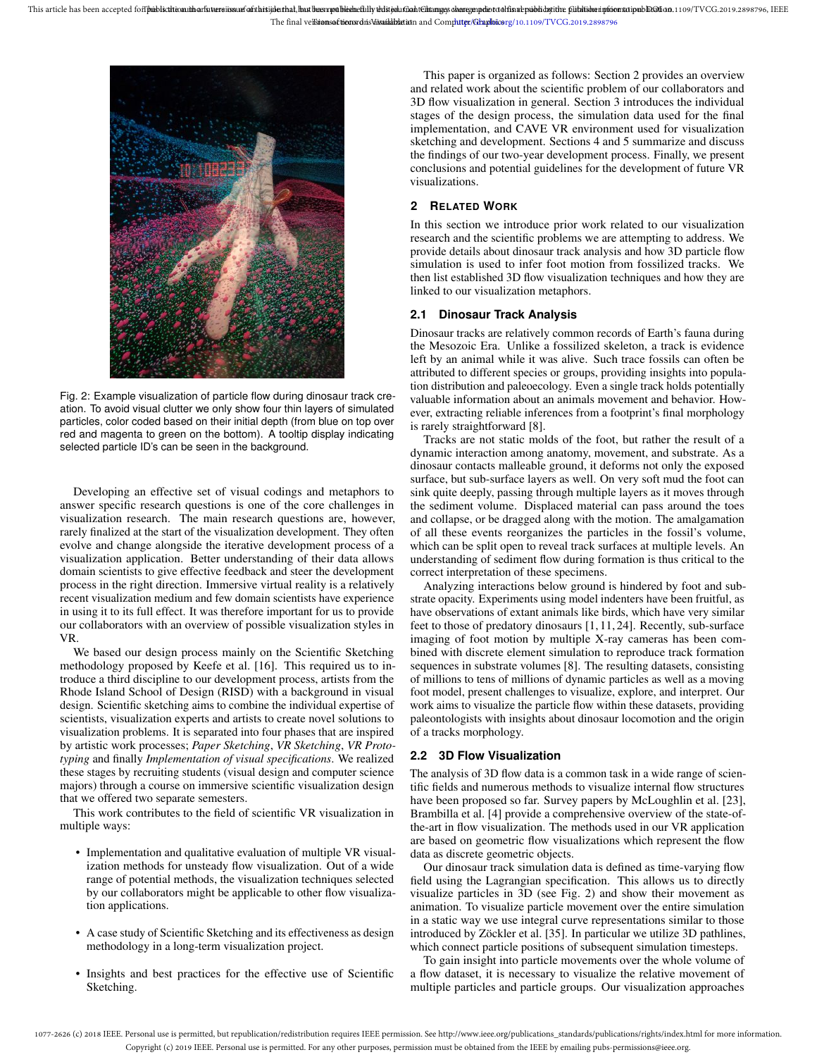Fig. 2: Example visualization of particle flow during dinosaur track creation. To avoid visual clutter we only show four thin layers of simulated particles, color coded based on their initial depth (from blue on top over red and magenta to green on the bottom). A tooltip display indicating selected particle ID's can be seen in the background.

Developing an effective set of visual codings and metaphors to answer specific research questions is one of the core challenges in visualization research. The main research questions are, however, rarely finalized at the start of the visualization development. They often evolve and change alongside the iterative development process of a visualization application. Better understanding of their data allows domain scientists to give effective feedback and steer the development process in the right direction. Immersive virtual reality is a relatively recent visualization medium and few domain scientists have experience in using it to its full effect. It was therefore important for us to provide our collaborators with an overview of possible visualization styles in VR.

We based our design process mainly on the Scientific Sketching methodology proposed by Keefe et al. [16]. This required us to introduce a third discipline to our development process, artists from the Rhode Island School of Design (RISD) with a background in visual design. Scientific sketching aims to combine the individual expertise of scientists, visualization experts and artists to create novel solutions to visualization problems. It is separated into four phases that are inspired by artistic work processes; *Paper Sketching*, *VR Sketching*, *VR Prototyping* and finally *Implementation of visual specifications*. We realized these stages by recruiting students (visual design and computer science majors) through a course on immersive scientific visualization design that we offered two separate semesters.

This work contributes to the field of scientific VR visualization in multiple ways:

- Implementation and qualitative evaluation of multiple VR visualization methods for unsteady flow visualization. Out of a wide range of potential methods, the visualization techniques selected by our collaborators might be applicable to other flow visualization applications.
- A case study of Scientific Sketching and its effectiveness as design methodology in a long-term visualization project.
- Insights and best practices for the effective use of Scientific Sketching.

This paper is organized as follows: Section 2 provides an overview and related work about the scientific problem of our collaborators and 3D flow visualization in general. Section 3 introduces the individual stages of the design process, the simulation data used for the final implementation, and CAVE VR environment used for visualization sketching and development. Sections 4 and 5 summarize and discuss the findings of our two-year development process. Finally, we present conclusions and potential guidelines for the development of future VR visualizations.

## 2 Related Work

In this section we introduce prior work related to our visualization research and the scientific problems we are attempting to address. We provide details about dinosaur track analysis and how 3D particle flow simulation is used to infer foot motion from fossilized tracks. We then list established 3D flow visualization techniques and how they are linked to our visualization metaphors.

### 2.1 Dinosaur Track Analysis

Dinosaur tracks are relatively common records of Earth's fauna during the Mesozoic Era. Unlike a fossilized skeleton, a track is evidence left by an animal while it was alive. Such trace fossils can often be attributed to different species or groups, providing insights into population distribution and paleoecology. Even a single track holds potentially valuable information about an animals movement and behavior. However, extracting reliable inferences from a footprint's final morphology is rarely straightforward [8].

Tracks are not static molds of the foot, but rather the result of a dynamic interaction among anatomy, movement, and substrate. As a dinosaur contacts malleable ground, it deforms not only the exposed surface, but sub-surface layers as well. On very soft mud the foot can sink quite deeply, passing through multiple layers as it moves through the sediment volume. Displaced material can pass around the toes and collapse, or be dragged along with the motion. The amalgamation of all these events reorganizes the particles in the fossil's volume, which can be split open to reveal track surfaces at multiple levels. An understanding of sediment flow during formation is thus critical to the correct interpretation of these specimens.

Analyzing interactions below ground is hindered by foot and substrate opacity. Experiments using model indenters have been fruitful, as have observations of extant animals like birds, which have very similar feet to those of predatory dinosaurs [1, 11, 24]. Recently, sub-surface imaging of foot motion by multiple X-ray cameras has been combined with discrete element simulation to reproduce track formation sequences in substrate volumes [8]. The resulting datasets, consisting of millions to tens of millions of dynamic particles as well as a moving foot model, present challenges to visualize, explore, and interpret. Our work aims to visualize the particle flow within these datasets, providing paleontologists with insights about dinosaur locomotion and the origin of a tracks morphology.

### 2.2 3D Flow Visualization

The analysis of 3D flow data is a common task in a wide range of scientific fields and numerous methods to visualize internal flow structures have been proposed so far. Survey papers by McLoughlin et al. [23], Brambilla et al. [4] provide a comprehensive overview of the state-of-the-art in flow visualization. The methods used in our VR application are based on geometric flow visualizations which represent the flow data as discrete geometric objects.

Our dinosaur track simulation data is defined as time-varying flow field using the Lagrangian specification. This allows us to directly visualize particles in 3D (see Fig. 2) and show their movement as animation. To visualize particle movement over the entire simulation in a static way we use integral curve representations similar to those introduced by Zöckler et al. [35]. In particular we utilize 3D pathlines, which connect particle positions of subsequent simulation timesteps.

To gain insight into particle movements over the whole volume of a flow dataset, it is necessary to visualize the relative movement of multiple particles and particle groups. Our visualization approaches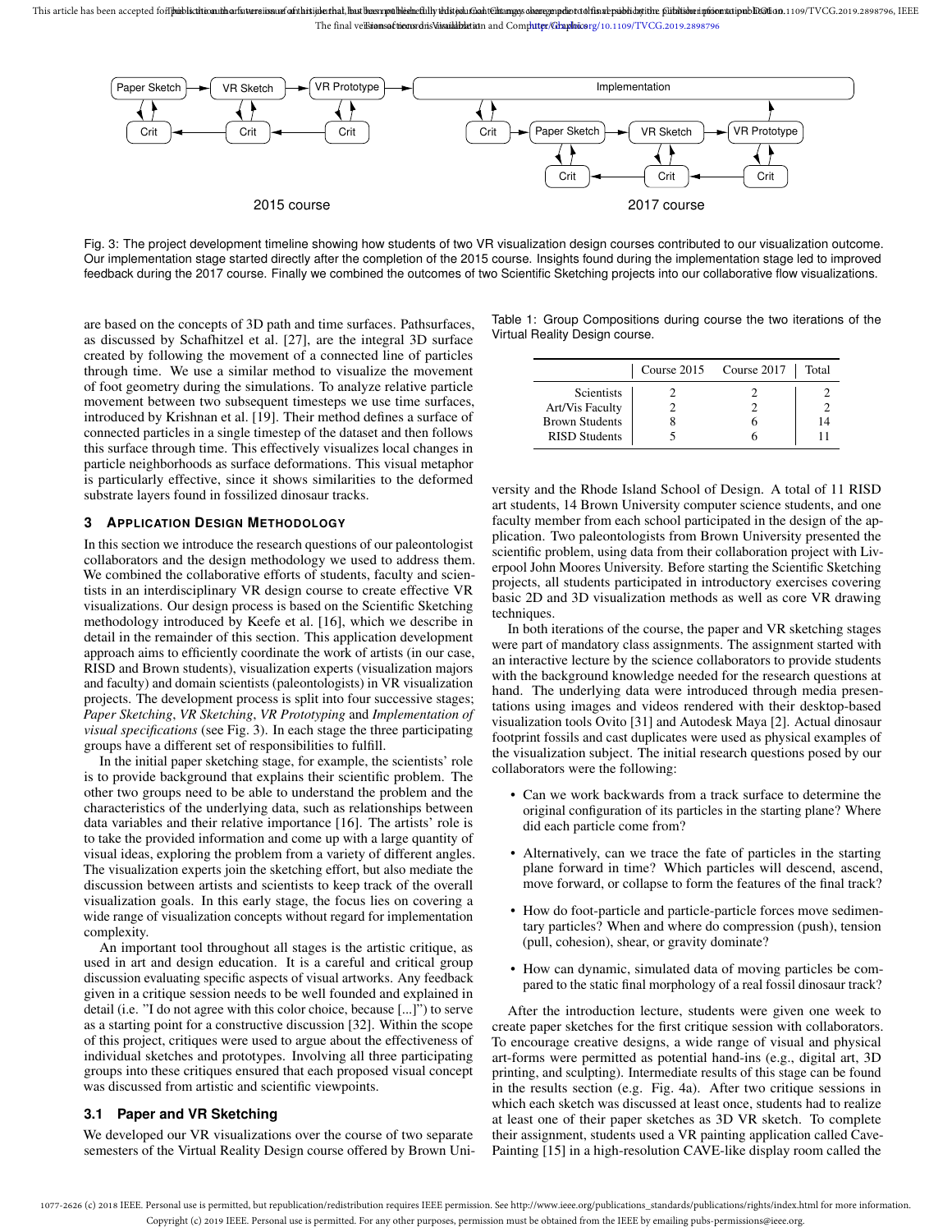Fig. 3: The project development timeline showing how students of two VR visualization design courses contributed to our visualization outcome. Our implementation stage started directly after the completion of the 2015 course. Insights found during the implementation stage led to improved feedback during the 2017 course. Finally we combined the outcomes of two Scientific Sketching projects into our collaborative flow visualizations.

are based on the concepts of 3D path and time surfaces. Pathsurfaces, as discussed by Schafhitzel et al. [27], are the integral 3D surface created by following the movement of a connected line of particles through time. We use a similar method to visualize the movement of foot geometry during the simulations. To analyze relative particle movement between two subsequent timesteps we use time surfaces, introduced by Krishnan et al. [19]. Their method defines a surface of connected particles in a single timestep of the dataset and then follows this surface through time. This effectively visualizes local changes in particle neighborhoods as surface deformations. This visual metaphor is particularly effective, since it shows similarities to the deformed substrate layers found in fossilized dinosaur tracks.

## 3 Application Design Methodology

In this section we introduce the research questions of our paleontologist collaborators and the design methodology we used to address them. We combined the collaborative efforts of students, faculty and scientists in an interdisciplinary VR design course to create effective VR visualizations. Our design process is based on the Scientific Sketching methodology introduced by Keefe et al. [16], which we describe in detail in the remainder of this section. This application development approach aims to efficiently coordinate the work of artists (in our case, RISD and Brown students), visualization experts (visualization majors and faculty) and domain scientists (paleontologists) in VR visualization projects. The development process is split into four successive stages; *Paper Sketching*, *VR Sketching*, *VR Prototyping* and *Implementation of visual specifications* (see Fig. 3). In each stage the three participating groups have a different set of responsibilities to fulfill.

In the initial paper sketching stage, for example, the scientists' role is to provide background that explains their scientific problem. The other two groups need to be able to understand the problem and the characteristics of the underlying data, such as relationships between data variables and their relative importance [16]. The artists' role is to take the provided information and come up with a large quantity of visual ideas, exploring the problem from a variety of different angles. The visualization experts join the sketching effort, but also mediate the discussion between artists and scientists to keep track of the overall visualization goals. In this early stage, the focus lies on covering a wide range of visualization concepts without regard for implementation complexity.

An important tool throughout all stages is the artistic critique, as used in art and design education. It is a careful and critical group discussion evaluating specific aspects of visual artworks. Any feedback given in a critique session needs to be well founded and explained in detail (i.e. "I do not agree with this color choice, because [...]") to serve as a starting point for a constructive discussion [32]. Within the scope of this project, critiques were used to argue about the effectiveness of individual sketches and prototypes. Involving all three participating groups into these critiques ensured that each proposed visual concept was discussed from artistic and scientific viewpoints.

### 3.1 Paper and VR Sketching

We developed our VR visualizations over the course of two separate semesters of the Virtual Reality Design course offered by Brown University and the Rhode Island School of Design. A total of 11 RISD art students, 14 Brown University computer science students, and one faculty member from each school participated in the design of the application. Two paleontologists from Brown University presented the scientific problem, using data from their collaboration project with Liverpool John Moores University. Before starting the Scientific Sketching projects, all students participated in introductory exercises covering basic 2D and 3D visualization methods as well as core VR drawing techniques.

Table 1: Group Compositions during course the two iterations of the Virtual Reality Design course.

| | Course 2015 | Course 2017 | Total |
|---|---|---|---|
| Scientists | 2 | 2 | 2 |
| Art/Vis Faculty | 2 | 2 | 2 |
| Brown Students | 8 | 6 | 14 |
| RISD Students | 5 | 6 | 11 |

In both iterations of the course, the paper and VR sketching stages were part of mandatory class assignments. The assignment started with an interactive lecture by the science collaborators to provide students with the background knowledge needed for the research questions at hand. The underlying data were introduced through media presentations using images and videos rendered with their desktop-based visualization tools Ovito [31] and Autodesk Maya [2]. Actual dinosaur footprint fossils and cast duplicates were used as physical examples of the visualization subject. The initial research questions posed by our collaborators were the following:

- Can we work backwards from a track surface to determine the original configuration of its particles in the starting plane? Where did each particle come from?
- Alternatively, can we trace the fate of particles in the starting plane forward in time? Which particles will descend, ascend, move forward, or collapse to form the features of the final track?
- How do foot-particle and particle-particle forces move sedimentary particles? When and where do compression (push), tension (pull, cohesion), shear, or gravity dominate?
- How can dynamic, simulated data of moving particles be compared to the static final morphology of a real fossil dinosaur track?

After the introduction lecture, students were given one week to create paper sketches for the first critique session with collaborators. To encourage creative designs, a wide range of visual and physical art-forms were permitted as potential hand-ins (e.g., digital art, 3D printing, and sculpting). Intermediate results of this stage can be found in the results section (e.g. Fig. 4a). After two critique sessions in which each sketch was discussed at least once, students had to realize at least one of their paper sketches as 3D VR sketch. To complete their assignment, students used a VR painting application called Cave-Painting [15] in a high-resolution CAVE-like display room called the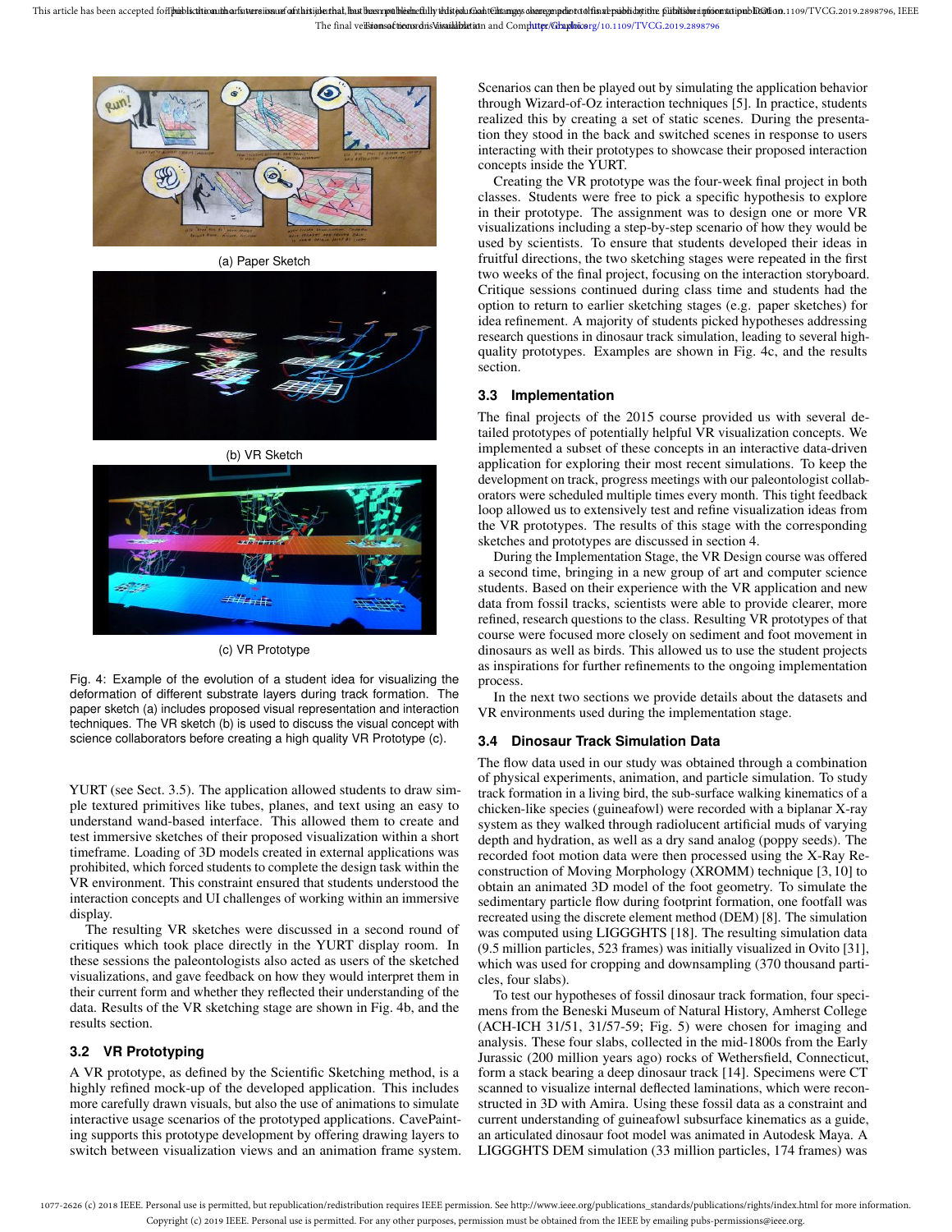(a) Paper Sketch

(b) VR Sketch

(c) VR Prototype

Fig. 4: Example of the evolution of a student idea for visualizing the deformation of different substrate layers during track formation. The paper sketch (a) includes proposed visual representation and interaction techniques. The VR sketch (b) is used to discuss the visual concept with science collaborators before creating a high quality VR Prototype (c).

YURT (see Sect. 3.5). The application allowed students to draw simple textured primitives like tubes, planes, and text using an easy to understand wand-based interface. This allowed them to create and test immersive sketches of their proposed visualization within a short timeframe. Loading of 3D models created in external applications was prohibited, which forced students to complete the design task within the VR environment. This constraint ensured that students understood the interaction concepts and UI challenges of working within an immersive display.

The resulting VR sketches were discussed in a second round of critiques which took place directly in the YURT display room. In these sessions the paleontologists also acted as users of the sketched visualizations, and gave feedback on how they would interpret them in their current form and whether they reflected their understanding of the data. Results of the VR sketching stage are shown in Fig. 4b, and the results section.

### 3.2 VR Prototyping

A VR prototype, as defined by the Scientific Sketching method, is a highly refined mock-up of the developed application. This includes more carefully drawn visuals, but also the use of animations to simulate interactive usage scenarios of the prototyped applications. CavePainting supports this prototype development by offering drawing layers to switch between visualization views and an animation frame system. Scenarios can then be played out by simulating the application behavior through Wizard-of-Oz interaction techniques [5]. In practice, students realized this by creating a set of static scenes. During the presentation they stood in the back and switched scenes in response to users interacting with their prototypes to showcase their proposed interaction concepts inside the YURT.

Creating the VR prototype was the four-week final project in both classes. Students were free to pick a specific hypothesis to explore in their prototype. The assignment was to design one or more VR visualizations including a step-by-step scenario of how they would be used by scientists. To ensure that students developed their ideas in fruitful directions, the two sketching stages were repeated in the first two weeks of the final project, focusing on the interaction storyboard. Critique sessions continued during class time and students had the option to return to earlier sketching stages (e.g. paper sketches) for idea refinement. A majority of students picked hypotheses addressing research questions in dinosaur track simulation, leading to several high-quality prototypes. Examples are shown in Fig. 4c, and the results section.

### 3.3 Implementation

The final projects of the 2015 course provided us with several detailed prototypes of potentially helpful VR visualization concepts. We implemented a subset of these concepts in an interactive data-driven application for exploring their most recent simulations. To keep the development on track, progress meetings with our paleontologist collaborators were scheduled multiple times every month. This tight feedback loop allowed us to extensively test and refine visualization ideas from the VR prototypes. The results of this stage with the corresponding sketches and prototypes are discussed in section 4.

During the Implementation Stage, the VR Design course was offered a second time, bringing in a new group of art and computer science students. Based on their experience with the VR application and new data from fossil tracks, scientists were able to provide clearer, more refined, research questions to the class. Resulting VR prototypes of that course were focused more closely on sediment and foot movement in dinosaurs as well as birds. This allowed us to use the student projects as inspirations for further refinements to the ongoing implementation process.

In the next two sections we provide details about the datasets and VR environments used during the implementation stage.

### 3.4 Dinosaur Track Simulation Data

The flow data used in our study was obtained through a combination of physical experiments, animation, and particle simulation. To study track formation in a living bird, the sub-surface walking kinematics of a chicken-like species (guineafowl) were recorded with a biplanar X-ray system as they walked through radiolucent artificial muds of varying depth and hydration, as well as a dry sand analog (poppy seeds). The recorded foot motion data were then processed using the X-Ray Reconstruction of Moving Morphology (XROMM) technique [3, 10] to obtain an animated 3D model of the foot geometry. To simulate the sedimentary particle flow during footprint formation, one footfall was recreated using the discrete element method (DEM) [8]. The simulation was computed using LIGGGHTS [18]. The resulting simulation data (9.5 million particles, 523 frames) was initially visualized in Ovito [31], which was used for cropping and downsampling (370 thousand particles, four slabs).

To test our hypotheses of fossil dinosaur track formation, four specimens from the Beneski Museum of Natural History, Amherst College (ACH-ICH 31/51, 31/57-59; Fig. 5) were chosen for imaging and analysis. These four slabs, collected in the mid-1800s from the Early Jurassic (200 million years ago) rocks of Wethersfield, Connecticut, form a stack bearing a deep dinosaur track [14]. Specimens were CT scanned to visualize internal deflected laminations, which were reconstructed in 3D with Amira. Using these fossil data as a constraint and current understanding of guineafowl subsurface kinematics as a guide, an articulated dinosaur foot model was animated in Autodesk Maya. A LIGGGHTS DEM simulation (33 million particles, 174 frames) was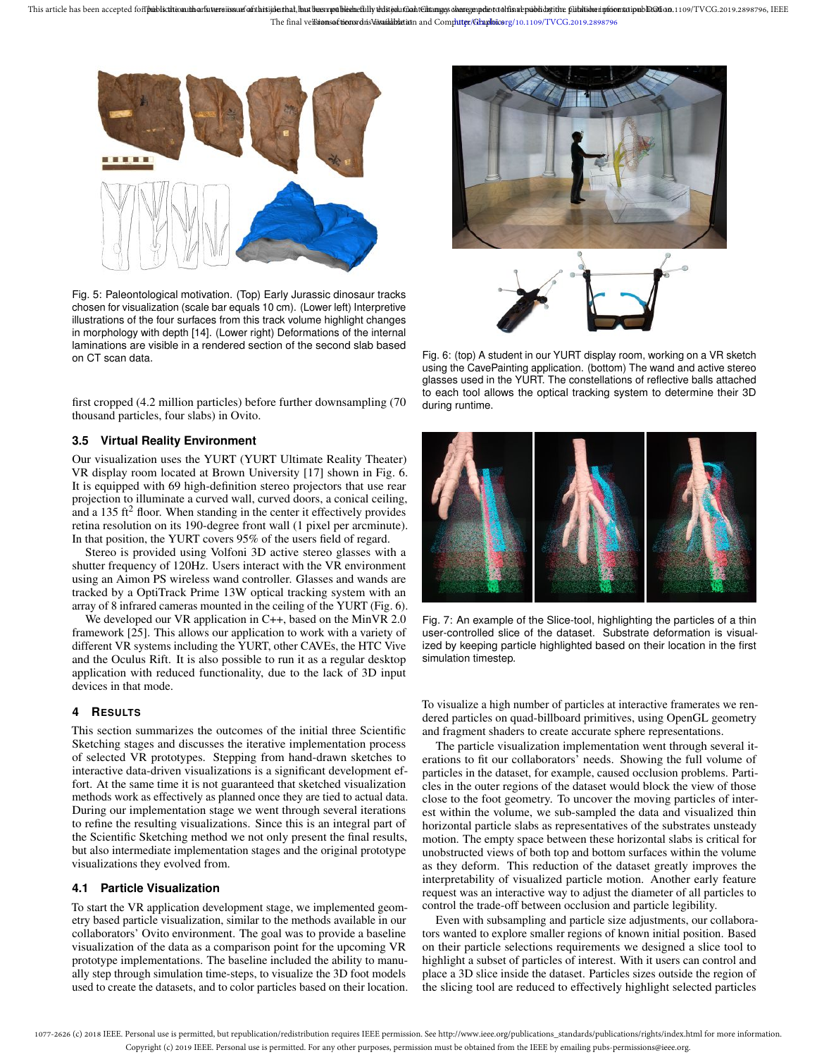Fig. 5: Paleontological motivation. (Top) Early Jurassic dinosaur tracks chosen for visualization (scale bar equals 10 cm). (Lower left) Interpretive illustrations of the four surfaces from this track volume highlight changes in morphology with depth [14]. (Lower right) Deformations of the internal laminations are visible in a rendered section of the second slab based on CT scan data.

first cropped (4.2 million particles) before further downsampling (70 thousand particles, four slabs) in Ovito.

### 3.5 Virtual Reality Environment

Our visualization uses the YURT (YURT Ultimate Reality Theater) VR display room located at Brown University [17] shown in Fig. 6. It is equipped with 69 high-definition stereo projectors that use rear projection to illuminate a curved wall, curved doors, a conical ceiling, and a 135 ft$^2$ floor. When standing in the center it effectively provides retina resolution on its 190-degree front wall (1 pixel per arcminute). In that position, the YURT covers 95% of the users field of regard.

Stereo is provided using Volfoni 3D active stereo glasses with a shutter frequency of 120Hz. Users interact with the VR environment using an Aimon PS wireless wand controller. Glasses and wands are tracked by a OptiTrack Prime 13W optical tracking system with an array of 8 infrared cameras mounted in the ceiling of the YURT (Fig. 6).

We developed our VR application in C++, based on the MinVR 2.0 framework [25]. This allows our application to work with a variety of different VR systems including the YURT, other CAVEs, the HTC Vive and the Oculus Rift. It is also possible to run it as a regular desktop application with reduced functionality, due to the lack of 3D input devices in that mode.

## 4 Results

This section summarizes the outcomes of the initial three Scientific Sketching stages and discusses the iterative implementation process of selected VR prototypes. Stepping from hand-drawn sketches to interactive data-driven visualizations is a significant development effort. At the same time it is not guaranteed that sketched visualization methods work as effectively as planned once they are tied to actual data. During our implementation stage we went through several iterations to refine the resulting visualizations. Since this is an integral part of the Scientific Sketching method we not only present the final results, but also intermediate implementation stages and the original prototype visualizations they evolved from.

### 4.1 Particle Visualization

To start the VR application development stage, we implemented geometry based particle visualization, similar to the methods available in our collaborators' Ovito environment. The goal was to provide a baseline visualization of the data as a comparison point for the upcoming VR prototype implementations. The baseline included the ability to manually step through simulation time-steps, to visualize the 3D foot models used to create the datasets, and to color particles based on their location.

Fig. 6: (top) A student in our YURT display room, working on a VR sketch using the CavePainting application. (bottom) The wand and active stereo glasses used in the YURT. The constellations of reflective balls attached to each tool allows the optical tracking system to determine their 3D during runtime.

Fig. 7: An example of the Slice-tool, highlighting the particles of a thin user-controlled slice of the dataset. Substrate deformation is visualized by keeping particle highlighted based on their location in the first simulation timestep.

To visualize a high number of particles at interactive framerates we rendered particles on quad-billboard primitives, using OpenGL geometry and fragment shaders to create accurate sphere representations.

The particle visualization implementation went through several iterations to fit our collaborators' needs. Showing the full volume of particles in the dataset, for example, caused occlusion problems. Particles in the outer regions of the dataset would block the view of those close to the foot geometry. To uncover the moving particles of interest within the volume, we sub-sampled the data and visualized thin horizontal particle slabs as representatives of the substrates unsteady motion. The empty space between these horizontal slabs is critical for unobstructed views of both top and bottom surfaces within the volume as they deform. This reduction of the dataset greatly improves the interpretability of visualized particle motion. Another early feature request was an interactive way to adjust the diameter of all particles to control the trade-off between occlusion and particle legibility.

Even with subsampling and particle size adjustments, our collaborators wanted to explore smaller regions of known initial position. Based on their particle selections requirements we designed a slice tool to highlight a subset of particles of interest. With it users can control and place a 3D slice inside the dataset. Particles sizes outside the region of the slicing tool are reduced to effectively highlight selected particles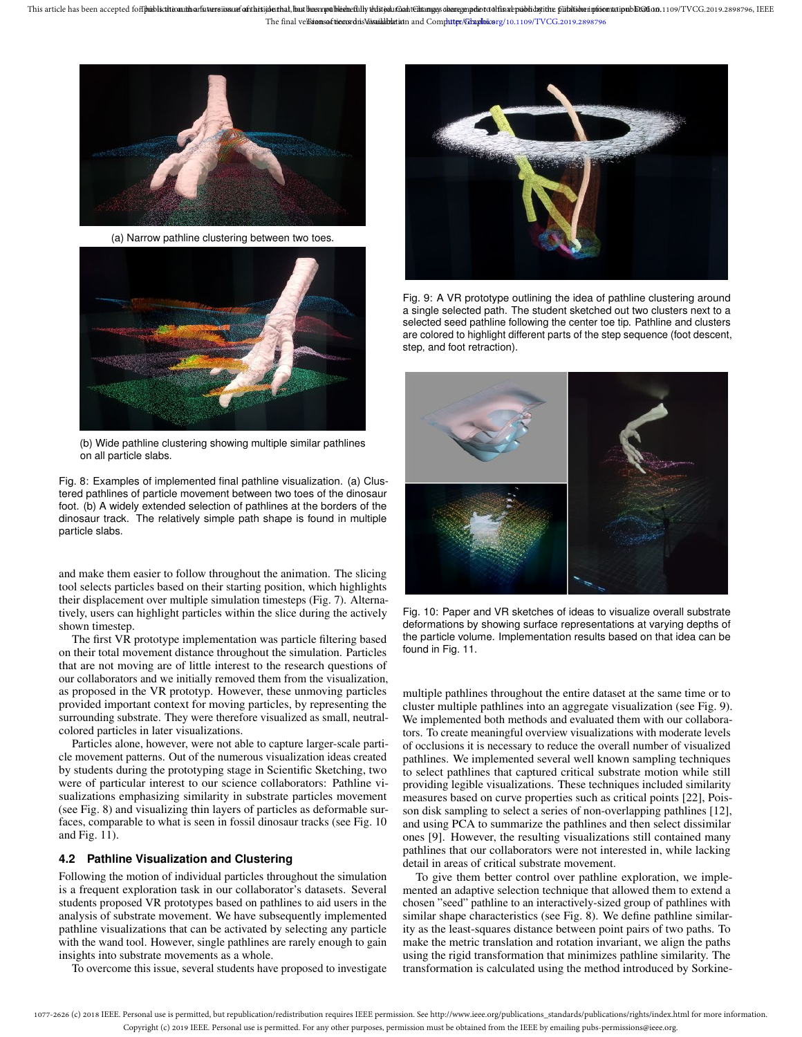(a) Narrow pathline clustering between two toes.

(b) Wide pathline clustering showing multiple similar pathlines on all particle slabs.

Fig. 8: Examples of implemented final pathline visualization. (a) Clustered pathlines of particle movement between two toes of the dinosaur foot. (b) A widely extended selection of pathlines at the borders of the dinosaur track. The relatively simple path shape is found in multiple particle slabs.

and make them easier to follow throughout the animation. The slicing tool selects particles based on their starting position, which highlights their displacement over multiple simulation timesteps (Fig. 7). Alternatively, users can highlight particles within the slice during the actively shown timestep.

The first VR prototype implementation was particle filtering based on their total movement distance throughout the simulation. Particles that are not moving are of little interest to the research questions of our collaborators and we initially removed them from the visualization, as proposed in the VR prototyp. However, these unmoving particles provided important context for moving particles, by representing the surrounding substrate. They were therefore visualized as small, neutral-colored particles in later visualizations.

Particles alone, however, were not able to capture larger-scale particle movement patterns. Out of the numerous visualization ideas created by students during the prototyping stage in Scientific Sketching, two were of particular interest to our science collaborators: Pathline visualizations emphasizing similarity in substrate particles movement (see Fig. 8) and visualizing thin layers of particles as deformable surfaces, comparable to what is seen in fossil dinosaur tracks (see Fig. 10 and Fig. 11).

### 4.2 Pathline Visualization and Clustering

Following the motion of individual particles throughout the simulation is a frequent exploration task in our collaborator's datasets. Several students proposed VR prototypes based on pathlines to aid users in the analysis of substrate movement. We have subsequently implemented pathline visualizations that can be activated by selecting any particle with the wand tool. However, single pathlines are rarely enough to gain insights into substrate movements as a whole.

To overcome this issue, several students have proposed to investigate multiple pathlines throughout the entire dataset at the same time or to cluster multiple pathlines into an aggregate visualization (see Fig. 9). We implemented both methods and evaluated them with our collaborators. To create meaningful overview visualizations with moderate levels of occlusions it is necessary to reduce the overall number of visualized pathlines. We implemented several well known sampling techniques to select pathlines that captured critical substrate motion while still providing legible visualizations. These techniques included similarity measures based on curve properties such as critical points [22], Poisson disk sampling to select a series of non-overlapping pathlines [12], and using PCA to summarize the pathlines and then select dissimilar ones [9]. However, the resulting visualizations still contained many pathlines that our collaborators were not interested in, while lacking detail in areas of critical substrate movement.

To give them better control over pathline exploration, we implemented an adaptive selection technique that allowed them to extend a chosen "seed" pathline to an interactively-sized group of pathlines with similar shape characteristics (see Fig. 8). We define pathline similarity as the least-squares distance between point pairs of two paths. To make the metric translation and rotation invariant, we align the paths using the rigid transformation that minimizes pathline similarity. The transformation is calculated using the method introduced by Sorkine-

Fig. 9: A VR prototype outlining the idea of pathline clustering around a single selected path. The student sketched out two clusters next to a selected seed pathline following the center toe tip. Pathline and clusters are colored to highlight different parts of the step sequence (foot descent, step, and foot retraction).

Fig. 10: Paper and VR sketches of ideas to visualize overall substrate deformations by showing surface representations at varying depths of the particle volume. Implementation results based on that idea can be found in Fig. 11.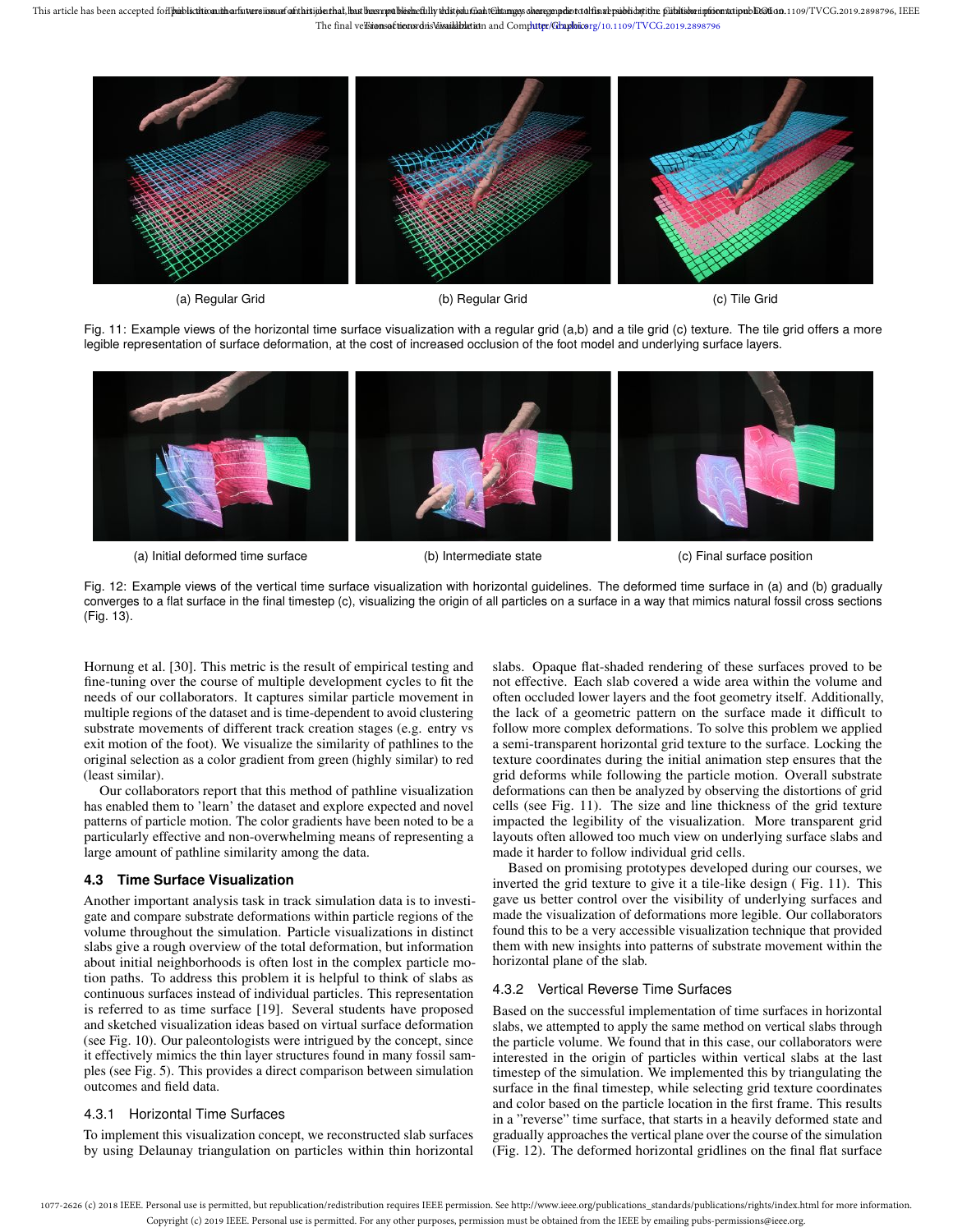(a) Regular Grid

(b) Regular Grid

(c) Tile Grid

Fig. 11: Example views of the horizontal time surface visualization with a regular grid (a,b) and a tile grid (c) texture. The tile grid offers a more legible representation of surface deformation, at the cost of increased occlusion of the foot model and underlying surface layers.

(a) Initial deformed time surface

(b) Intermediate state

(c) Final surface position

Fig. 12: Example views of the vertical time surface visualization with horizontal guidelines. The deformed time surface in (a) and (b) gradually converges to a flat surface in the final timestep (c), visualizing the origin of all particles on a surface in a way that mimics natural fossil cross sections (Fig. 13).

Hornung et al. [30]. This metric is the result of empirical testing and fine-tuning over the course of multiple development cycles to fit the needs of our collaborators. It captures similar particle movement in multiple regions of the dataset and is time-dependent to avoid clustering substrate movements of different track creation stages (e.g. entry vs exit motion of the foot). We visualize the similarity of pathlines to the original selection as a color gradient from green (highly similar) to red (least similar).

Our collaborators report that this method of pathline visualization has enabled them to 'learn' the dataset and explore expected and novel patterns of particle motion. The color gradients have been noted to be a particularly effective and non-overwhelming means of representing a large amount of pathline similarity among the data.

### 4.3 Time Surface Visualization

Another important analysis task in track simulation data is to investigate and compare substrate deformations within particle regions of the volume throughout the simulation. Particle visualizations in distinct slabs give a rough overview of the total deformation, but information about initial neighborhoods is often lost in the complex particle motion paths. To address this problem it is helpful to think of slabs as continuous surfaces instead of individual particles. This representation is referred to as time surface [19]. Several students have proposed and sketched visualization ideas based on virtual surface deformation (see Fig. 10). Our paleontologists were intrigued by the concept, since it effectively mimics the thin layer structures found in many fossil samples (see Fig. 5). This provides a direct comparison between simulation outcomes and field data.

#### 4.3.1 Horizontal Time Surfaces

To implement this visualization concept, we reconstructed slab surfaces by using Delaunay triangulation on particles within thin horizontal slabs. Opaque flat-shaded rendering of these surfaces proved to be not effective. Each slab covered a wide area within the volume and often occluded lower layers and the foot geometry itself. Additionally, the lack of a geometric pattern on the surface made it difficult to follow more complex deformations. To solve this problem we applied a semi-transparent horizontal grid texture to the surface. Locking the texture coordinates during the initial animation step ensures that the grid deforms while following the particle motion. Overall substrate deformations can then be analyzed by observing the distortions of grid cells (see Fig. 11). The size and line thickness of the grid texture impacted the legibility of the visualization. More transparent grid layouts often allowed too much view on underlying surface slabs and made it harder to follow individual grid cells.

Based on promising prototypes developed during our courses, we inverted the grid texture to give it a tile-like design ( Fig. 11). This gave us better control over the visibility of underlying surfaces and made the visualization of deformations more legible. Our collaborators found this to be a very accessible visualization technique that provided them with new insights into patterns of substrate movement within the horizontal plane of the slab.

#### 4.3.2 Vertical Reverse Time Surfaces

Based on the successful implementation of time surfaces in horizontal slabs, we attempted to apply the same method on vertical slabs through the particle volume. We found that in this case, our collaborators were interested in the origin of particles within vertical slabs at the last timestep of the simulation. We implemented this by triangulating the surface in the final timestep, while selecting grid texture coordinates and color based on the particle location in the first frame. This results in a "reverse" time surface, that starts in a heavily deformed state and gradually approaches the vertical plane over the course of the simulation (Fig. 12). The deformed horizontal gridlines on the final flat surface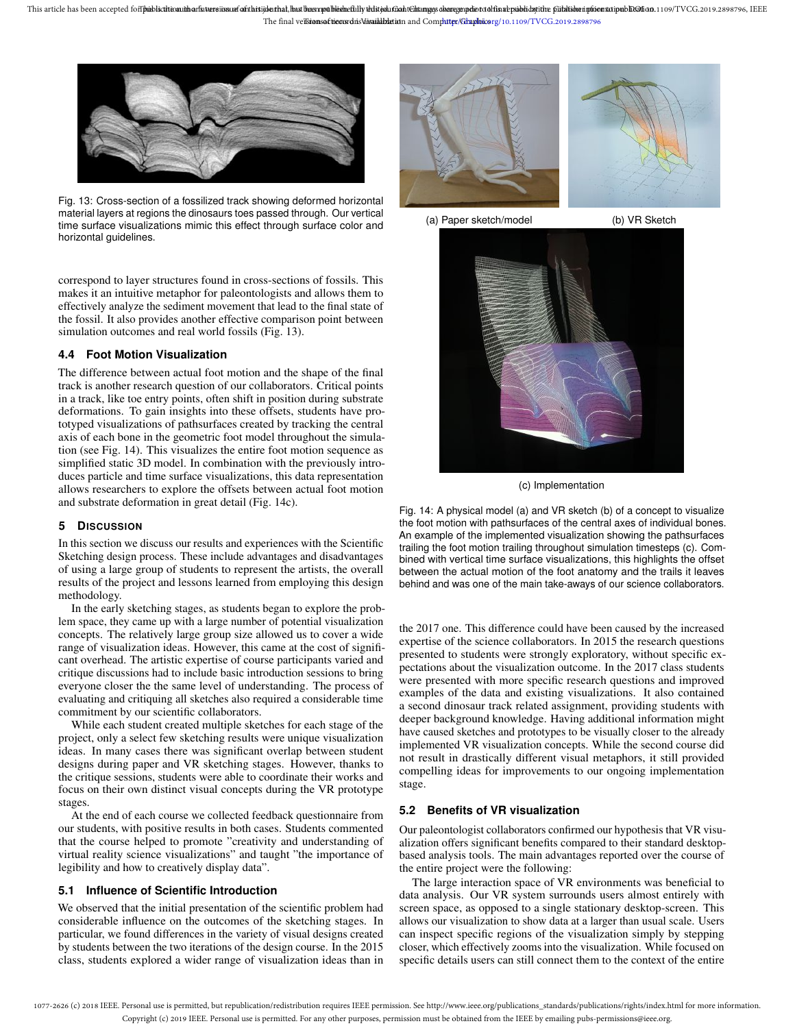Fig. 13: Cross-section of a fossilized track showing deformed horizontal material layers at regions the dinosaurs toes passed through. Our vertical time surface visualizations mimic this effect through surface color and horizontal guidelines.

correspond to layer structures found in cross-sections of fossils. This makes it an intuitive metaphor for paleontologists and allows them to effectively analyze the sediment movement that lead to the final state of the fossil. It also provides another effective comparison point between simulation outcomes and real world fossils (Fig. 13).

### 4.4 Foot Motion Visualization

The difference between actual foot motion and the shape of the final track is another research question of our collaborators. Critical points in a track, like toe entry points, often shift in position during substrate deformations. To gain insights into these offsets, students have prototyped visualizations of pathsurfaces created by tracking the central axis of each bone in the geometric foot model throughout the simulation (see Fig. 14). This visualizes the entire foot motion sequence as simplified static 3D model. In combination with the previously introduces particle and time surface visualizations, this data representation allows researchers to explore the offsets between actual foot motion and substrate deformation in great detail (Fig. 14c).

(a) Paper sketch/model

(b) VR Sketch

(c) Implementation

Fig. 14: A physical model (a) and VR sketch (b) of a concept to visualize the foot motion with pathsurfaces of the central axes of individual bones. An example of the implemented visualization showing the pathsurfaces trailing the foot motion trailing throughout simulation timesteps (c). Combined with vertical time surface visualizations, this highlights the offset between the actual motion of the foot anatomy and the trails it leaves behind and was one of the main take-aways of our science collaborators.

## 5 Discussion

In this section we discuss our results and experiences with the Scientific Sketching design process. These include advantages and disadvantages of using a large group of students to represent the artists, the overall results of the project and lessons learned from employing this design methodology.

In the early sketching stages, as students began to explore the problem space, they came up with a large number of potential visualization concepts. The relatively large group size allowed us to cover a wide range of visualization ideas. However, this came at the cost of significant overhead. The artistic expertise of course participants varied and critique discussions had to include basic introduction sessions to bring everyone closer the the same level of understanding. The process of evaluating and critiquing all sketches also required a considerable time commitment by our scientific collaborators.

While each student created multiple sketches for each stage of the project, only a select few sketching results were unique visualization ideas. In many cases there was significant overlap between student designs during paper and VR sketching stages. However, thanks to the critique sessions, students were able to coordinate their works and focus on their own distinct visual concepts during the VR prototype stages.

At the end of each course we collected feedback questionnaire from our students, with positive results in both cases. Students commented that the course helped to promote "creativity and understanding of virtual reality science visualizations" and taught "the importance of legibility and how to creatively display data".

### 5.1 Influence of Scientific Introduction

We observed that the initial presentation of the scientific problem had considerable influence on the outcomes of the sketching stages. In particular, we found differences in the variety of visual designs created by students between the two iterations of the design course. In the 2015 class, students explored a wider range of visualization ideas than in the 2017 one. This difference could have been caused by the increased expertise of the science collaborators. In 2015 the research questions presented to students were strongly exploratory, without specific expectations about the visualization outcome. In the 2017 class students were presented with more specific research questions and improved examples of the data and existing visualizations. It also contained a second dinosaur track related assignment, providing students with deeper background knowledge. Having additional information might have caused sketches and prototypes to be visually closer to the already implemented VR visualization concepts. While the second course did not result in drastically different visual metaphors, it still provided compelling ideas for improvements to our ongoing implementation stage.

### 5.2 Benefits of VR visualization

Our paleontologist collaborators confirmed our hypothesis that VR visualization offers significant benefits compared to their standard desktop-based analysis tools. The main advantages reported over the course of the entire project were the following:

The large interaction space of VR environments was beneficial to data analysis. Our VR system surrounds users almost entirely with screen space, as opposed to a single stationary desktop-screen. This allows our visualization to show data at a larger than usual scale. Users can inspect specific regions of the visualization simply by stepping closer, which effectively zooms into the visualization. While focused on specific details users can still connect them to the context of the entire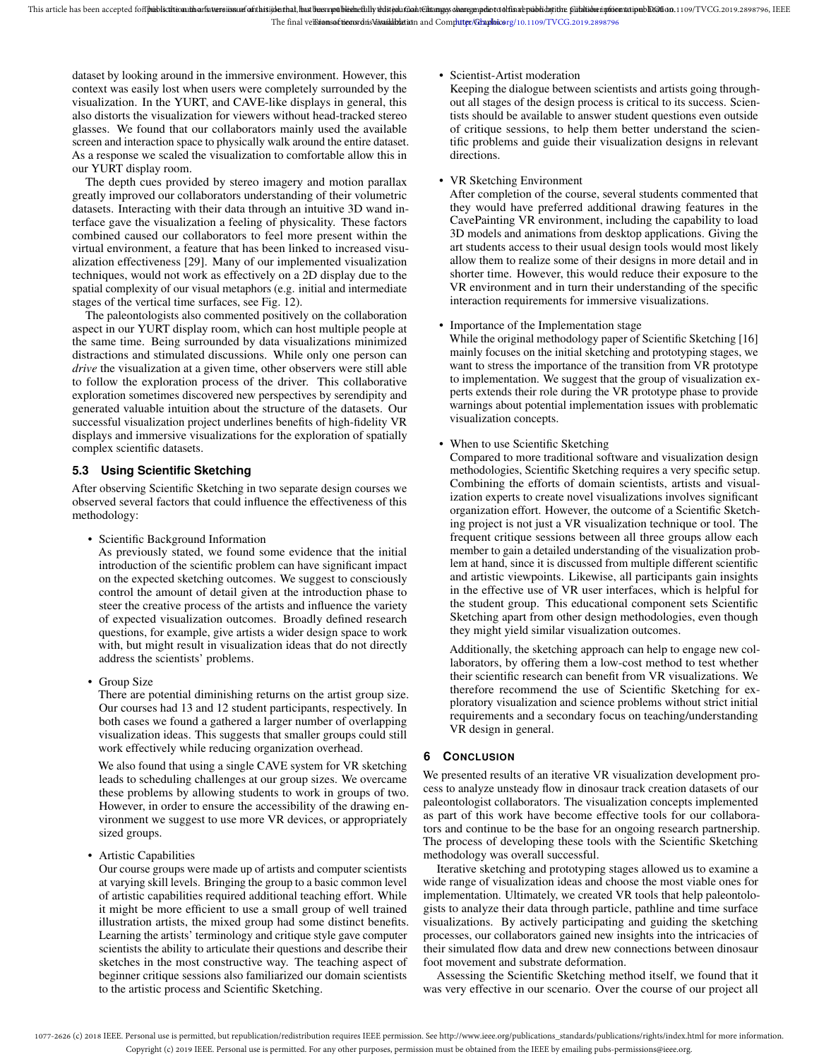dataset by looking around in the immersive environment. However, this context was easily lost when users were completely surrounded by the visualization. In the YURT, and CAVE-like displays in general, this also distorts the visualization for viewers without head-tracked stereo glasses. We found that our collaborators mainly used the available screen and interaction space to physically walk around the entire dataset. As a response we scaled the visualization to comfortable allow this in our YURT display room.

The depth cues provided by stereo imagery and motion parallax greatly improved our collaborators understanding of their volumetric datasets. Interacting with their data through an intuitive 3D wand interface gave the visualization a feeling of physicality. These factors combined caused our collaborators to feel more present within the virtual environment, a feature that has been linked to increased visualization effectiveness [29]. Many of our implemented visualization techniques, would not work as effectively on a 2D display due to the spatial complexity of our visual metaphors (e.g. initial and intermediate stages of the vertical time surfaces, see Fig. 12).

The paleontologists also commented positively on the collaboration aspect in our YURT display room, which can host multiple people at the same time. Being surrounded by data visualizations minimized distractions and stimulated discussions. While only one person can *drive* the visualization at a given time, other observers were still able to follow the exploration process of the driver. This collaborative exploration sometimes discovered new perspectives by serendipity and generated valuable intuition about the structure of the datasets. Our successful visualization project underlines benefits of high-fidelity VR displays and immersive visualizations for the exploration of spatially complex scientific datasets.

### 5.3 Using Scientific Sketching

After observing Scientific Sketching in two separate design courses we observed several factors that could influence the effectiveness of this methodology:

- Scientific Background Information
  As previously stated, we found some evidence that the initial introduction of the scientific problem can have significant impact on the expected sketching outcomes. We suggest to consciously control the amount of detail given at the introduction phase to steer the creative process of the artists and influence the variety of expected visualization outcomes. Broadly defined research questions, for example, give artists a wider design space to work with, but might result in visualization ideas that do not directly address the scientists' problems.

- Group Size
  There are potential diminishing returns on the artist group size. Our courses had 13 and 12 student participants, respectively. In both cases we found a gathered a larger number of overlapping visualization ideas. This suggests that smaller groups could still work effectively while reducing organization overhead.

  We also found that using a single CAVE system for VR sketching leads to scheduling challenges at our group sizes. We overcame these problems by allowing students to work in groups of two. However, in order to ensure the accessibility of the drawing environment we suggest to use more VR devices, or appropriately sized groups.

- Artistic Capabilities
  Our course groups were made up of artists and computer scientists at varying skill levels. Bringing the group to a basic common level of artistic capabilities required additional teaching effort. While it might be more efficient to use a small group of well trained illustration artists, the mixed group had some distinct benefits. Learning the artists' terminology and critique style gave computer scientists the ability to articulate their questions and describe their sketches in the most constructive way. The teaching aspect of beginner critique sessions also familiarized our domain scientists to the artistic process and Scientific Sketching.

- Scientist-Artist moderation
  Keeping the dialogue between scientists and artists going throughout all stages of the design process is critical to its success. Scientists should be available to answer student questions even outside of critique sessions, to help them better understand the scientific problems and guide their visualization designs in relevant directions.

- VR Sketching Environment
  After completion of the course, several students commented that they would have preferred additional drawing features in the CavePainting VR environment, including the capability to load 3D models and animations from desktop applications. Giving the art students access to their usual design tools would most likely allow them to realize some of their designs in more detail and in shorter time. However, this would reduce their exposure to the VR environment and in turn their understanding of the specific interaction requirements for immersive visualizations.

- Importance of the Implementation stage
  While the original methodology paper of Scientific Sketching [16] mainly focuses on the initial sketching and prototyping stages, we want to stress the importance of the transition from VR prototype to implementation. We suggest that the group of visualization experts extends their role during the VR prototype phase to provide warnings about potential implementation issues with problematic visualization concepts.

- When to use Scientific Sketching
  Compared to more traditional software and visualization design methodologies, Scientific Sketching requires a very specific setup. Combining the efforts of domain scientists, artists and visualization experts to create novel visualizations involves significant organization effort. However, the outcome of a Scientific Sketching project is not just a VR visualization technique or tool. The frequent critique sessions between all three groups allow each member to gain a detailed understanding of the visualization problem at hand, since it is discussed from multiple different scientific and artistic viewpoints. Likewise, all participants gain insights in the effective use of VR user interfaces, which is helpful for the student group. This educational component sets Scientific Sketching apart from other design methodologies, even though they might yield similar visualization outcomes.

  Additionally, the sketching approach can help to engage new collaborators, by offering them a low-cost method to test whether their scientific research can benefit from VR visualizations. We therefore recommend the use of Scientific Sketching for exploratory visualization and science problems without strict initial requirements and a secondary focus on teaching/understanding VR design in general.

## 6 Conclusion

We presented results of an iterative VR visualization development process to analyze unsteady flow in dinosaur track creation datasets of our paleontologist collaborators. The visualization concepts implemented as part of this work have become effective tools for our collaborators and continue to be the base for an ongoing research partnership. The process of developing these tools with the Scientific Sketching methodology was overall successful.

Iterative sketching and prototyping stages allowed us to examine a wide range of visualization ideas and choose the most viable ones for implementation. Ultimately, we created VR tools that help paleontologists to analyze their data through particle, pathline and time surface visualizations. By actively participating and guiding the sketching processes, our collaborators gained new insights into the intricacies of their simulated flow data and drew new connections between dinosaur foot movement and substrate deformation.

Assessing the Scientific Sketching method itself, we found that it was very effective in our scenario. Over the course of our project all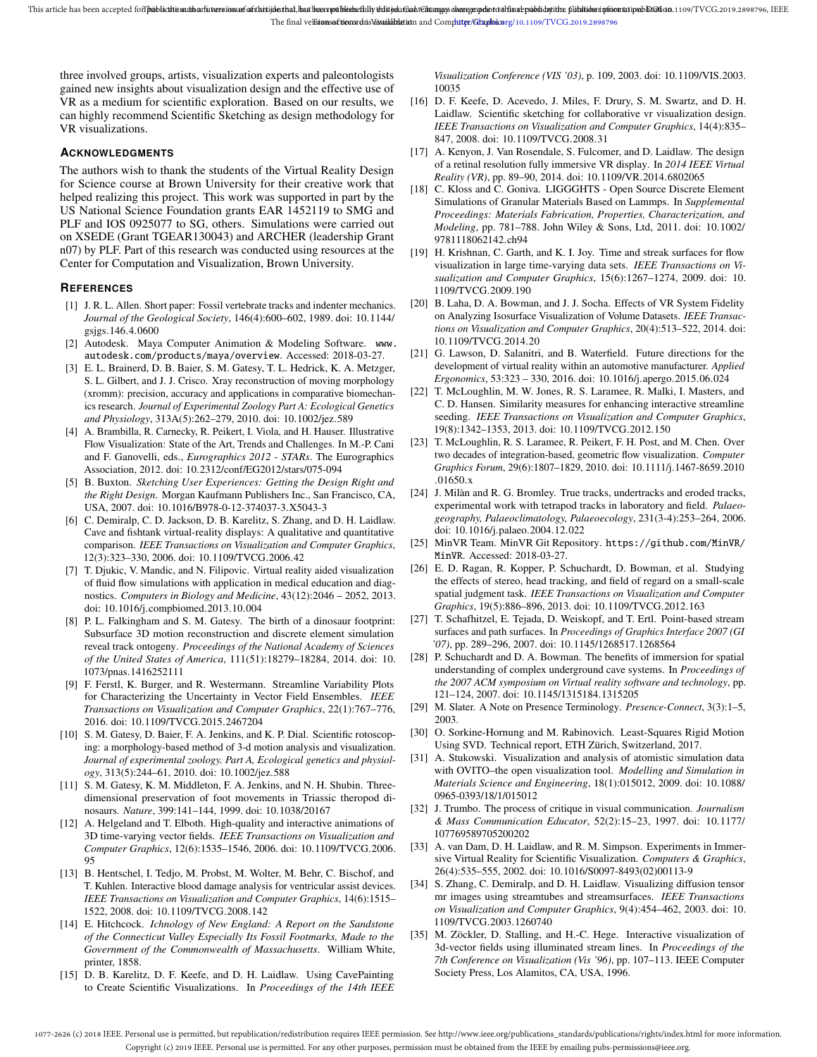three involved groups, artists, visualization experts and paleontologists gained new insights about visualization design and the effective use of VR as a medium for scientific exploration. Based on our results, we can highly recommend Scientific Sketching as design methodology for VR visualizations.

## Acknowledgments

The authors wish to thank the students of the Virtual Reality Design for Science course at Brown University for their creative work that helped realizing this project. This work was supported in part by the US National Science Foundation grants EAR 1452119 to SMG and PLF and IOS 0925077 to SG, others. Simulations were carried out on XSEDE (Grant TGEAR130043) and ARCHER (leadership Grant n07) by PLF. Part of this research was conducted using resources at the Center for Computation and Visualization, Brown University.

## References

[1] J. R. L. Allen. Short paper: Fossil vertebrate tracks and indenter mechanics. *Journal of the Geological Society*, 146(4):600–602, 1989. doi: 10.1144/gsjgs.146.4.0600

[2] Autodesk. Maya Computer Animation & Modeling Software. www.autodesk.com/products/maya/overview. Accessed: 2018-03-27.

[3] E. L. Brainerd, D. B. Baier, S. M. Gatesy, T. L. Hedrick, K. A. Metzger, S. L. Gilbert, and J. J. Crisco. Xray reconstruction of moving morphology (xromm): precision, accuracy and applications in comparative biomechanics research. *Journal of Experimental Zoology Part A: Ecological Genetics and Physiology*, 313A(5):262–279, 2010. doi: 10.1002/jez.589

[4] A. Brambilla, R. Carnecky, R. Peikert, I. Viola, and H. Hauser. Illustrative Flow Visualization: State of the Art, Trends and Challenges. In M.-P. Cani and F. Ganovelli, eds., *Eurographics 2012 - STARs*. The Eurographics Association, 2012. doi: 10.2312/conf/EG2012/stars/075-094

[5] B. Buxton. *Sketching User Experiences: Getting the Design Right and the Right Design*. Morgan Kaufmann Publishers Inc., San Francisco, CA, USA, 2007. doi: 10.1016/B978-0-12-374037-3.X5043-3

[6] C. Demiralp, C. D. Jackson, D. B. Karelitz, S. Zhang, and D. H. Laidlaw. Cave and fishtank virtual-reality displays: A qualitative and quantitative comparison. *IEEE Transactions on Visualization and Computer Graphics*, 12(3):323–330, 2006. doi: 10.1109/TVCG.2006.42

[7] T. Djukic, V. Mandic, and N. Filipovic. Virtual reality aided visualization of fluid flow simulations with application in medical education and diagnostics. *Computers in Biology and Medicine*, 43(12):2046 – 2052, 2013. doi: 10.1016/j.compbiomed.2013.10.004

[8] P. L. Falkingham and S. M. Gatesy. The birth of a dinosaur footprint: Subsurface 3D motion reconstruction and discrete element simulation reveal track ontogeny. *Proceedings of the National Academy of Sciences of the United States of America*, 111(51):18279–18284, 2014. doi: 10.1073/pnas.1416252111

[9] F. Ferstl, K. Burger, and R. Westermann. Streamline Variability Plots for Characterizing the Uncertainty in Vector Field Ensembles. *IEEE Transactions on Visualization and Computer Graphics*, 22(1):767–776, 2016. doi: 10.1109/TVCG.2015.2467204

[10] S. M. Gatesy, D. Baier, F. A. Jenkins, and K. P. Dial. Scientific rotoscoping: a morphology-based method of 3-d motion analysis and visualization. *Journal of experimental zoology. Part A, Ecological genetics and physiology*, 313(5):244–61, 2010. doi: 10.1002/jez.588

[11] S. M. Gatesy, K. M. Middleton, F. A. Jenkins, and N. H. Shubin. Three-dimensional preservation of foot movements in Triassic theropod dinosaurs. *Nature*, 399:141–144, 1999. doi: 10.1038/20167

[12] A. Helgeland and T. Elboth. High-quality and interactive animations of 3D time-varying vector fields. *IEEE Transactions on Visualization and Computer Graphics*, 12(6):1535–1546, 2006. doi: 10.1109/TVCG.2006.95

[13] B. Hentschel, I. Tedjo, M. Probst, M. Wolter, M. Behr, C. Bischof, and T. Kuhlen. Interactive blood damage analysis for ventricular assist devices. *IEEE Transactions on Visualization and Computer Graphics*, 14(6):1515–1522, 2008. doi: 10.1109/TVCG.2008.142

[14] E. Hitchcock. *Ichnology of New England: A Report on the Sandstone of the Connecticut Valley Especially Its Fossil Footmarks, Made to the Government of the Commonwealth of Massachusetts*. William White, printer, 1858.

[15] D. B. Karelitz, D. F. Keefe, and D. H. Laidlaw. Using CavePainting to Create Scientific Visualizations. In *Proceedings of the 14th IEEE Visualization Conference (VIS '03)*, p. 109, 2003. doi: 10.1109/VIS.2003.10035

[16] D. F. Keefe, D. Acevedo, J. Miles, F. Drury, S. M. Swartz, and D. H. Laidlaw. Scientific sketching for collaborative vr visualization design. *IEEE Transactions on Visualization and Computer Graphics*, 14(4):835–847, 2008. doi: 10.1109/TVCG.2008.31

[17] A. Kenyon, J. Van Rosendale, S. Fulcomer, and D. Laidlaw. The design of a retinal resolution fully immersive VR display. In *2014 IEEE Virtual Reality (VR)*, pp. 89–90, 2014. doi: 10.1109/VR.2014.6802065

[18] C. Kloss and C. Goniva. LIGGGHTS - Open Source Discrete Element Simulations of Granular Materials Based on Lammps. In *Supplemental Proceedings: Materials Fabrication, Properties, Characterization, and Modeling*, pp. 781–788. John Wiley & Sons, Ltd, 2011. doi: 10.1002/9781118062142.ch94

[19] H. Krishnan, C. Garth, and K. I. Joy. Time and streak surfaces for flow visualization in large time-varying data sets. *IEEE Transactions on Visualization and Computer Graphics*, 15(6):1267–1274, 2009. doi: 10.1109/TVCG.2009.190

[20] B. Laha, D. A. Bowman, and J. J. Socha. Effects of VR System Fidelity on Analyzing Isosurface Visualization of Volume Datasets. *IEEE Transactions on Visualization and Computer Graphics*, 20(4):513–522, 2014. doi: 10.1109/TVCG.2014.20

[21] G. Lawson, D. Salanitri, and B. Waterfield. Future directions for the development of virtual reality within an automotive manufacturer. *Applied Ergonomics*, 53:323 – 330, 2016. doi: 10.1016/j.apergo.2015.06.024

[22] T. McLoughlin, M. W. Jones, R. S. Laramee, R. Malki, I. Masters, and C. D. Hansen. Similarity measures for enhancing interactive streamline seeding. *IEEE Transactions on Visualization and Computer Graphics*, 19(8):1342–1353, 2013. doi: 10.1109/TVCG.2012.150

[23] T. McLoughlin, R. S. Laramee, R. Peikert, F. H. Post, and M. Chen. Over two decades of integration-based, geometric flow visualization. *Computer Graphics Forum*, 29(6):1807–1829, 2010. doi: 10.1111/j.1467-8659.2010.01650.x

[24] J. Milàn and R. G. Bromley. True tracks, undertracks and eroded tracks, experimental work with tetrapod tracks in laboratory and field. *Palaeogeography, Palaeoclimatology, Palaeoecology*, 231(3-4):253–264, 2006. doi: 10.1016/j.palaeo.2004.12.022

[25] MinVR Team. MinVR Git Repository. https://github.com/MinVR/MinVR. Accessed: 2018-03-27.

[26] E. D. Ragan, R. Kopper, P. Schuchardt, D. Bowman, et al. Studying the effects of stereo, head tracking, and field of regard on a small-scale spatial judgment task. *IEEE Transactions on Visualization and Computer Graphics*, 19(5):886–896, 2013. doi: 10.1109/TVCG.2012.163

[27] T. Schafhitzel, E. Tejada, D. Weiskopf, and T. Ertl. Point-based stream surfaces and path surfaces. In *Proceedings of Graphics Interface 2007 (GI '07)*, pp. 289–296, 2007. doi: 10.1145/1268517.1268564

[28] P. Schuchardt and D. A. Bowman. The benefits of immersion for spatial understanding of complex underground cave systems. In *Proceedings of the 2007 ACM symposium on Virtual reality software and technology*, pp. 121–124, 2007. doi: 10.1145/1315184.1315205

[29] M. Slater. A Note on Presence Terminology. *Presence-Connect*, 3(3):1–5, 2003.

[30] O. Sorkine-Hornung and M. Rabinovich. Least-Squares Rigid Motion Using SVD. Technical report, ETH Zürich, Switzerland, 2017.

[31] A. Stukowski. Visualization and analysis of atomistic simulation data with OVITO–the open visualization tool. *Modelling and Simulation in Materials Science and Engineering*, 18(1):015012, 2009. doi: 10.1088/0965-0393/18/1/015012

[32] J. Trumbo. The process of critique in visual communication. *Journalism & Mass Communication Educator*, 52(2):15–23, 1997. doi: 10.1177/107769589705200202

[33] A. van Dam, D. H. Laidlaw, and R. M. Simpson. Experiments in Immersive Virtual Reality for Scientific Visualization. *Computers & Graphics*, 26(4):535–555, 2002. doi: 10.1016/S0097-8493(02)00113-9

[34] S. Zhang, C. Demiralp, and D. H. Laidlaw. Visualizing diffusion tensor mr images using streamtubes and streamsurfaces. *IEEE Transactions on Visualization and Computer Graphics*, 9(4):454–462, 2003. doi: 10.1109/TVCG.2003.1260740

[35] M. Zöckler, D. Stalling, and H.-C. Hege. Interactive visualization of 3d-vector fields using illuminated stream lines. In *Proceedings of the 7th Conference on Visualization (Vis '96)*, pp. 107–113. IEEE Computer Society Press, Los Alamitos, CA, USA, 1996.